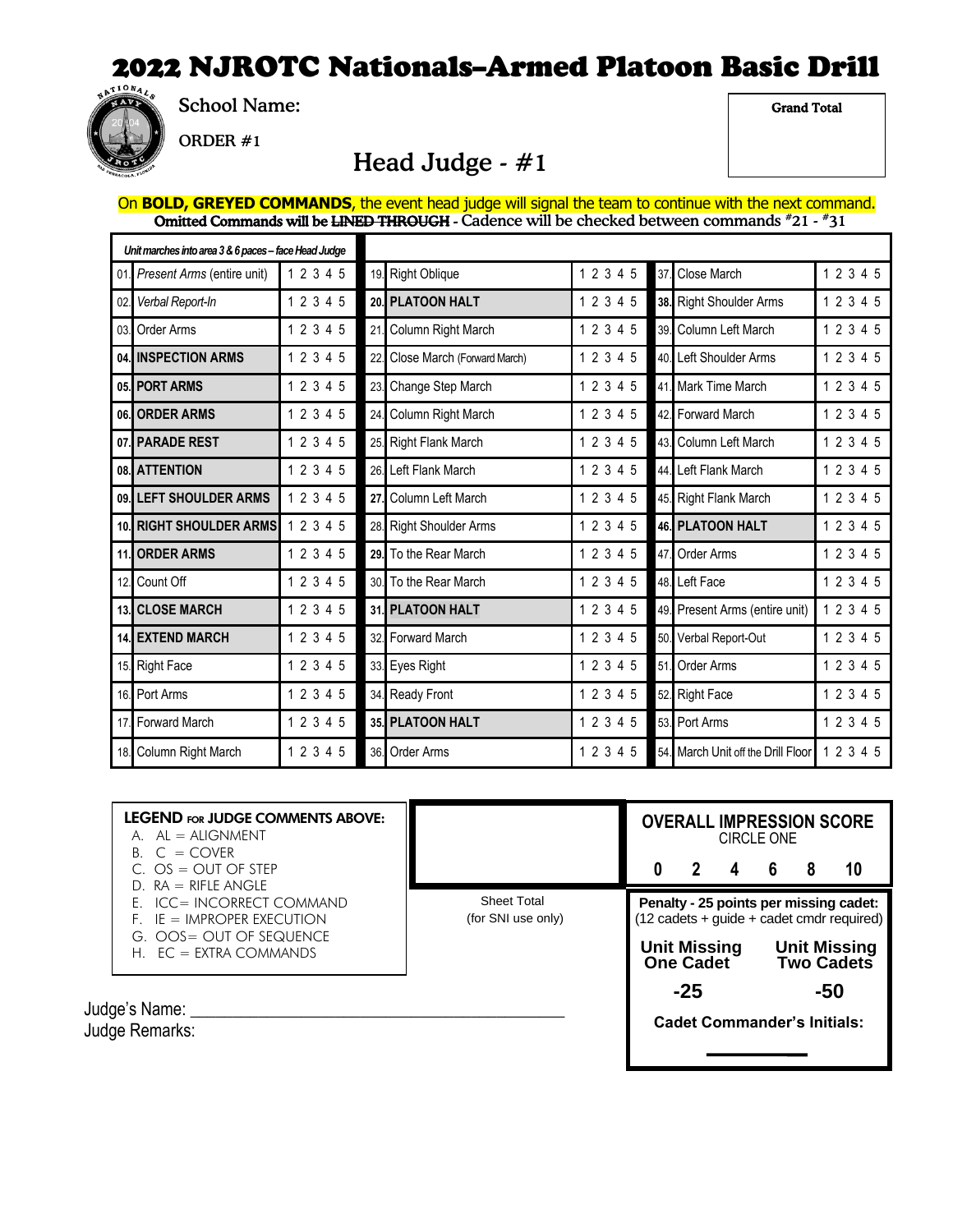# 2022 NJROTC Nationals–Armed Platoon Basic Drill

School Name:

ORDER #1

## Head Judge - #1

| Grand Total |
| --- |
| |

On **BOLD, GREYED COMMANDS**, the event head judge will signal the team to continue with the next command.

**Omitted Commands will be ~~LINED THROUGH~~** - Cadence will be checked between commands #21 - #31

| *Unit marches into area 3 & 6 paces – face Head Judge* | | | | | | | | |
| --- | --- | --- | --- | --- | --- | --- | --- | --- |
| 01. | *Present Arms* (entire unit) | 1 2 3 4 5 | 19. | Right Oblique | 1 2 3 4 5 | 37. | Close March | 1 2 3 4 5 |
| 02. | *Verbal Report-In* | 1 2 3 4 5 | **20.** | **PLATOON HALT** | 1 2 3 4 5 | **38.** | Right Shoulder Arms | 1 2 3 4 5 |
| 03. | Order Arms | 1 2 3 4 5 | 21. | Column Right March | 1 2 3 4 5 | 39. | Column Left March | 1 2 3 4 5 |
| **04.** | **INSPECTION ARMS** | 1 2 3 4 5 | 22. | Close March (Forward March) | 1 2 3 4 5 | 40. | Left Shoulder Arms | 1 2 3 4 5 |
| **05.** | **PORT ARMS** | 1 2 3 4 5 | 23. | Change Step March | 1 2 3 4 5 | 41. | Mark Time March | 1 2 3 4 5 |
| **06.** | **ORDER ARMS** | 1 2 3 4 5 | 24. | Column Right March | 1 2 3 4 5 | 42. | Forward March | 1 2 3 4 5 |
| **07.** | **PARADE REST** | 1 2 3 4 5 | 25. | Right Flank March | 1 2 3 4 5 | 43. | Column Left March | 1 2 3 4 5 |
| **08.** | **ATTENTION** | 1 2 3 4 5 | 26. | Left Flank March | 1 2 3 4 5 | 44. | Left Flank March | 1 2 3 4 5 |
| **09.** | **LEFT SHOULDER ARMS** | 1 2 3 4 5 | **27.** | Column Left March | 1 2 3 4 5 | 45. | Right Flank March | 1 2 3 4 5 |
| **10.** | **RIGHT SHOULDER ARMS** | 1 2 3 4 5 | 28. | Right Shoulder Arms | 1 2 3 4 5 | **46.** | **PLATOON HALT** | 1 2 3 4 5 |
| **11.** | **ORDER ARMS** | 1 2 3 4 5 | **29.** | To the Rear March | 1 2 3 4 5 | 47. | Order Arms | 1 2 3 4 5 |
| 12. | Count Off | 1 2 3 4 5 | 30. | To the Rear March | 1 2 3 4 5 | 48. | Left Face | 1 2 3 4 5 |
| **13.** | **CLOSE MARCH** | 1 2 3 4 5 | **31.** | **PLATOON HALT** | 1 2 3 4 5 | 49. | Present Arms (entire unit) | 1 2 3 4 5 |
| **14.** | **EXTEND MARCH** | 1 2 3 4 5 | 32. | Forward March | 1 2 3 4 5 | 50. | Verbal Report-Out | 1 2 3 4 5 |
| 15. | Right Face | 1 2 3 4 5 | 33. | Eyes Right | 1 2 3 4 5 | 51. | Order Arms | 1 2 3 4 5 |
| 16. | Port Arms | 1 2 3 4 5 | 34. | Ready Front | 1 2 3 4 5 | 52. | Right Face | 1 2 3 4 5 |
| 17. | Forward March | 1 2 3 4 5 | **35.** | **PLATOON HALT** | 1 2 3 4 5 | 53. | Port Arms | 1 2 3 4 5 |
| 18. | Column Right March | 1 2 3 4 5 | 36. | Order Arms | 1 2 3 4 5 | 54. | March Unit off the Drill Floor | 1 2 3 4 5 |

**LEGEND FOR JUDGE COMMENTS ABOVE:**

- A. AL = ALIGNMENT
- B. C = COVER
- C. OS = OUT OF STEP
- D. RA = RIFLE ANGLE
- E. ICC= INCORRECT COMMAND
- F. IE = IMPROPER EXECUTION
- G. OOS= OUT OF SEQUENCE
- H. EC = EXTRA COMMANDS

Sheet Total (for SNI use only)

**OVERALL IMPRESSION SCORE**
CIRCLE ONE

**0 2 4 6 8 10**

**Penalty - 25 points per missing cadet:** (12 cadets + guide + cadet cmdr required)

| Unit Missing One Cadet | Unit Missing Two Cadets |
| --- | --- |
| -25 | -50 |

**Cadet Commander's Initials:** ________

Judge's Name: ____________________________________________

Judge Remarks: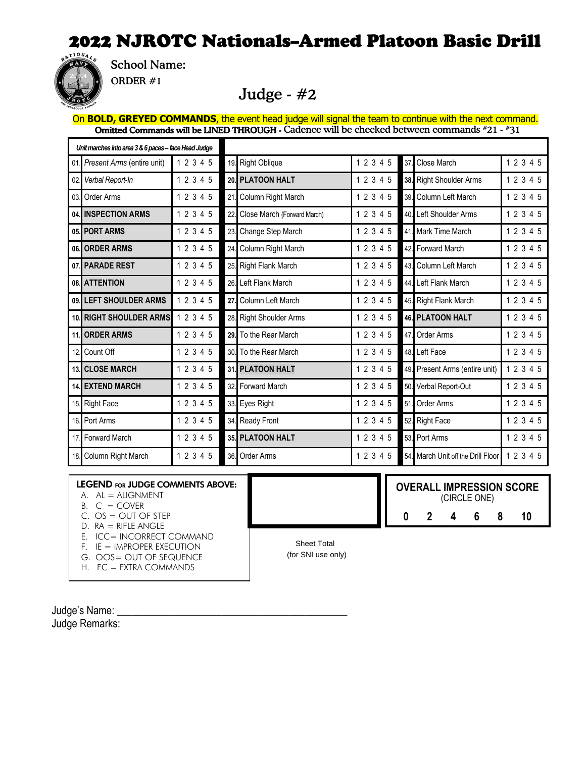# 2022 NJROTC Nationals–Armed Platoon Basic Drill

School Name:

ORDER #1

## Judge - #2

On **BOLD, GREYED COMMANDS**, the event head judge will signal the team to continue with the next command.
**Omitted Commands will be ~~LINED THROUGH~~** - Cadence will be checked between commands #21 - #31

| *Unit marches into area 3 & 6 paces – face Head Judge* | | | | | | | | |
|---|---|---|---|---|---|---|---|---|
| 01. | *Present Arms* (entire unit) | 1 2 3 4 5 | 19. | Right Oblique | 1 2 3 4 5 | 37. | Close March | 1 2 3 4 5 |
| 02. | *Verbal Report-In* | 1 2 3 4 5 | **20.** | **PLATOON HALT** | 1 2 3 4 5 | **38.** | Right Shoulder Arms | 1 2 3 4 5 |
| 03. | Order Arms | 1 2 3 4 5 | 21. | Column Right March | 1 2 3 4 5 | 39. | Column Left March | 1 2 3 4 5 |
| **04.** | **INSPECTION ARMS** | 1 2 3 4 5 | 22. | Close March (Forward March) | 1 2 3 4 5 | 40. | Left Shoulder Arms | 1 2 3 4 5 |
| **05.** | **PORT ARMS** | 1 2 3 4 5 | 23. | Change Step March | 1 2 3 4 5 | 41. | Mark Time March | 1 2 3 4 5 |
| **06.** | **ORDER ARMS** | 1 2 3 4 5 | 24. | Column Right March | 1 2 3 4 5 | 42. | Forward March | 1 2 3 4 5 |
| **07.** | **PARADE REST** | 1 2 3 4 5 | 25. | Right Flank March | 1 2 3 4 5 | 43. | Column Left March | 1 2 3 4 5 |
| **08.** | **ATTENTION** | 1 2 3 4 5 | 26. | Left Flank March | 1 2 3 4 5 | 44. | Left Flank March | 1 2 3 4 5 |
| **09.** | **LEFT SHOULDER ARMS** | 1 2 3 4 5 | **27.** | Column Left March | 1 2 3 4 5 | 45. | Right Flank March | 1 2 3 4 5 |
| **10.** | **RIGHT SHOULDER ARMS** | 1 2 3 4 5 | 28. | Right Shoulder Arms | 1 2 3 4 5 | **46.** | **PLATOON HALT** | 1 2 3 4 5 |
| **11.** | **ORDER ARMS** | 1 2 3 4 5 | **29.** | To the Rear March | 1 2 3 4 5 | 47. | Order Arms | 1 2 3 4 5 |
| 12. | Count Off | 1 2 3 4 5 | 30. | To the Rear March | 1 2 3 4 5 | 48. | Left Face | 1 2 3 4 5 |
| **13.** | **CLOSE MARCH** | 1 2 3 4 5 | **31.** | **PLATOON HALT** | 1 2 3 4 5 | 49. | Present Arms (entire unit) | 1 2 3 4 5 |
| **14.** | **EXTEND MARCH** | 1 2 3 4 5 | 32. | Forward March | 1 2 3 4 5 | 50. | Verbal Report-Out | 1 2 3 4 5 |
| 15. | Right Face | 1 2 3 4 5 | 33. | Eyes Right | 1 2 3 4 5 | 51. | Order Arms | 1 2 3 4 5 |
| 16. | Port Arms | 1 2 3 4 5 | 34. | Ready Front | 1 2 3 4 5 | 52. | Right Face | 1 2 3 4 5 |
| 17. | Forward March | 1 2 3 4 5 | **35.** | **PLATOON HALT** | 1 2 3 4 5 | 53. | Port Arms | 1 2 3 4 5 |
| 18. | Column Right March | 1 2 3 4 5 | 36. | Order Arms | 1 2 3 4 5 | 54. | March Unit off the Drill Floor | 1 2 3 4 5 |

**LEGEND FOR JUDGE COMMENTS ABOVE:**

A. AL = ALIGNMENT
B. C = COVER
C. OS = OUT OF STEP
D. RA = RIFLE ANGLE
E. ICC= INCORRECT COMMAND
F. IE = IMPROPER EXECUTION
G. OOS= OUT OF SEQUENCE
H. EC = EXTRA COMMANDS

Sheet Total
(for SNI use only)

**OVERALL IMPRESSION SCORE**
(CIRCLE ONE)

**0 2 4 6 8 10**

Judge's Name: ___________________________________________

Judge Remarks: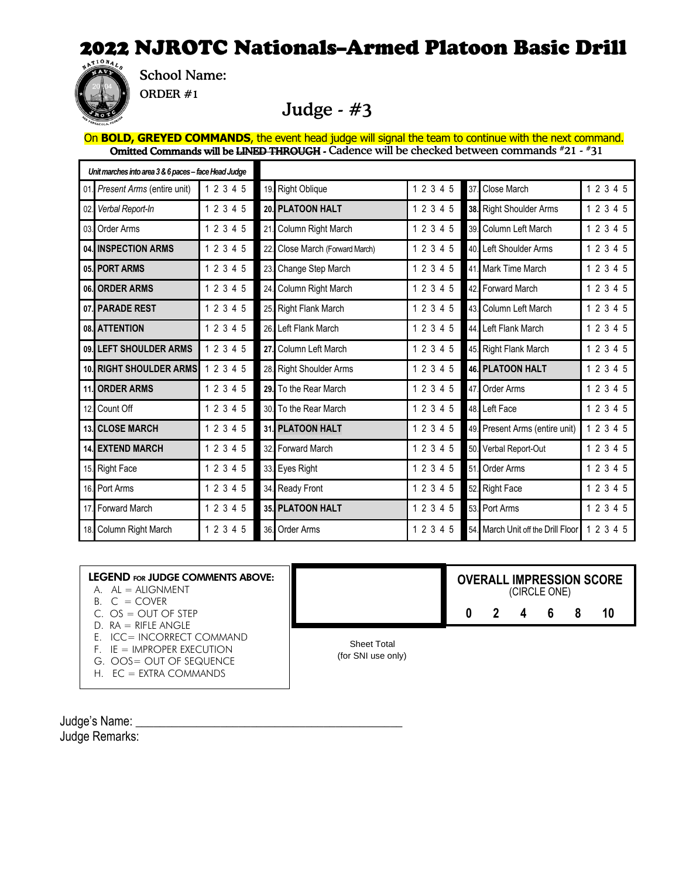# 2022 NJROTC Nationals–Armed Platoon Basic Drill

School Name:

ORDER #1

## Judge - #3

On **BOLD, GREYED COMMANDS**, the event head judge will signal the team to continue with the next command.
**Omitted Commands will be ~~LINED THROUGH~~** - Cadence will be checked between commands #21 - #31

| *Unit marches into area 3 & 6 paces – face Head Judge* | | | | | |
|---|---|---|---|---|---|
| 01. *Present Arms* (entire unit) | 1 2 3 4 5 | 19. Right Oblique | 1 2 3 4 5 | 37. Close March | 1 2 3 4 5 |
| 02. *Verbal Report-In* | 1 2 3 4 5 | **20. PLATOON HALT** | 1 2 3 4 5 | **38.** Right Shoulder Arms | 1 2 3 4 5 |
| 03. Order Arms | 1 2 3 4 5 | 21. Column Right March | 1 2 3 4 5 | 39. Column Left March | 1 2 3 4 5 |
| **04. INSPECTION ARMS** | 1 2 3 4 5 | 22. Close March (Forward March) | 1 2 3 4 5 | 40. Left Shoulder Arms | 1 2 3 4 5 |
| **05. PORT ARMS** | 1 2 3 4 5 | 23. Change Step March | 1 2 3 4 5 | 41. Mark Time March | 1 2 3 4 5 |
| **06. ORDER ARMS** | 1 2 3 4 5 | 24. Column Right March | 1 2 3 4 5 | 42. Forward March | 1 2 3 4 5 |
| **07. PARADE REST** | 1 2 3 4 5 | 25. Right Flank March | 1 2 3 4 5 | 43. Column Left March | 1 2 3 4 5 |
| **08. ATTENTION** | 1 2 3 4 5 | 26. Left Flank March | 1 2 3 4 5 | 44. Left Flank March | 1 2 3 4 5 |
| **09. LEFT SHOULDER ARMS** | 1 2 3 4 5 | **27.** Column Left March | 1 2 3 4 5 | 45. Right Flank March | 1 2 3 4 5 |
| **10. RIGHT SHOULDER ARMS** | 1 2 3 4 5 | 28. Right Shoulder Arms | 1 2 3 4 5 | **46. PLATOON HALT** | 1 2 3 4 5 |
| **11. ORDER ARMS** | 1 2 3 4 5 | **29.** To the Rear March | 1 2 3 4 5 | 47. Order Arms | 1 2 3 4 5 |
| 12. Count Off | 1 2 3 4 5 | 30. To the Rear March | 1 2 3 4 5 | 48. Left Face | 1 2 3 4 5 |
| **13. CLOSE MARCH** | 1 2 3 4 5 | **31. PLATOON HALT** | 1 2 3 4 5 | 49. Present Arms (entire unit) | 1 2 3 4 5 |
| **14. EXTEND MARCH** | 1 2 3 4 5 | 32. Forward March | 1 2 3 4 5 | 50. Verbal Report-Out | 1 2 3 4 5 |
| 15. Right Face | 1 2 3 4 5 | 33. Eyes Right | 1 2 3 4 5 | 51. Order Arms | 1 2 3 4 5 |
| 16. Port Arms | 1 2 3 4 5 | 34. Ready Front | 1 2 3 4 5 | 52. Right Face | 1 2 3 4 5 |
| 17. Forward March | 1 2 3 4 5 | **35. PLATOON HALT** | 1 2 3 4 5 | 53. Port Arms | 1 2 3 4 5 |
| 18. Column Right March | 1 2 3 4 5 | 36. Order Arms | 1 2 3 4 5 | 54. March Unit off the Drill Floor | 1 2 3 4 5 |

**LEGEND FOR JUDGE COMMENTS ABOVE:**

A. AL = ALIGNMENT
B. C = COVER
C. OS = OUT OF STEP
D. RA = RIFLE ANGLE
E. ICC= INCORRECT COMMAND
F. IE = IMPROPER EXECUTION
G. OOS= OUT OF SEQUENCE
H. EC = EXTRA COMMANDS

Sheet Total
(for SNI use only)

**OVERALL IMPRESSION SCORE**
(CIRCLE ONE)

| 0 | 2 | 4 | 6 | 8 | 10 |
|---|---|---|---|---|---|

Judge's Name: ___________________________________________

Judge Remarks: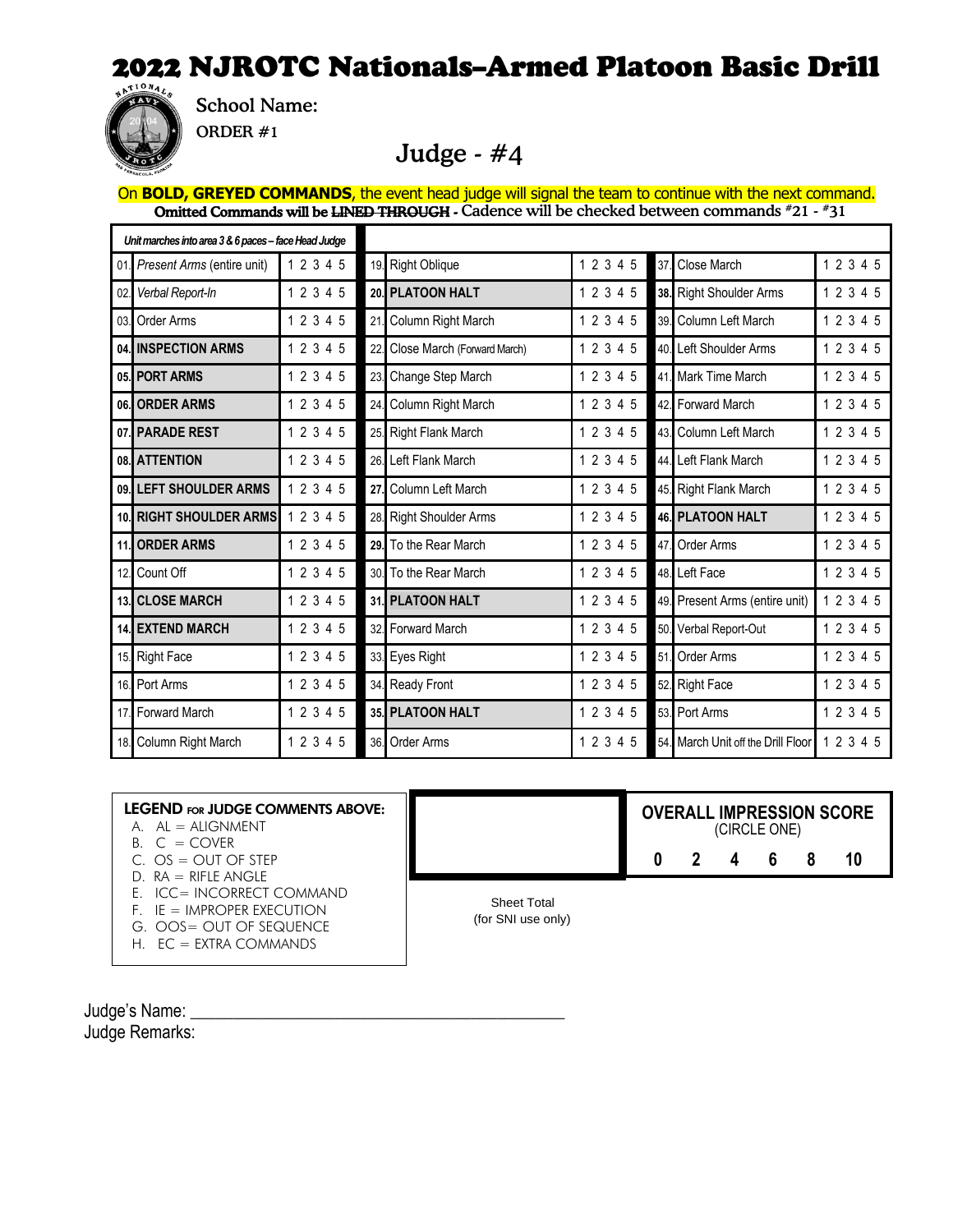# 2022 NJROTC Nationals–Armed Platoon Basic Drill

School Name:

ORDER #1

## Judge - #4

On **BOLD, GREYED COMMANDS**, the event head judge will signal the team to continue with the next command.

**Omitted Commands will be ~~LINED THROUGH~~** - Cadence will be checked between commands #21 - #31

| *Unit marches into area 3 & 6 paces – face Head Judge* | | | | | | |
|---|---|---|---|---|---|---|
| 01. *Present Arms* (entire unit) | 1 2 3 4 5 | 19. Right Oblique | 1 2 3 4 5 | | 37. Close March | 1 2 3 4 5 |
| 02. *Verbal Report-In* | 1 2 3 4 5 | **20. PLATOON HALT** | 1 2 3 4 5 | | **38.** Right Shoulder Arms | 1 2 3 4 5 |
| 03. Order Arms | 1 2 3 4 5 | 21. Column Right March | 1 2 3 4 5 | | 39. Column Left March | 1 2 3 4 5 |
| **04. INSPECTION ARMS** | 1 2 3 4 5 | 22. Close March (Forward March) | 1 2 3 4 5 | | 40. Left Shoulder Arms | 1 2 3 4 5 |
| **05. PORT ARMS** | 1 2 3 4 5 | 23. Change Step March | 1 2 3 4 5 | | 41. Mark Time March | 1 2 3 4 5 |
| **06. ORDER ARMS** | 1 2 3 4 5 | 24. Column Right March | 1 2 3 4 5 | | 42. Forward March | 1 2 3 4 5 |
| **07. PARADE REST** | 1 2 3 4 5 | 25. Right Flank March | 1 2 3 4 5 | | 43. Column Left March | 1 2 3 4 5 |
| **08. ATTENTION** | 1 2 3 4 5 | 26. Left Flank March | 1 2 3 4 5 | | 44. Left Flank March | 1 2 3 4 5 |
| **09. LEFT SHOULDER ARMS** | 1 2 3 4 5 | **27.** Column Left March | 1 2 3 4 5 | | 45. Right Flank March | 1 2 3 4 5 |
| **10. RIGHT SHOULDER ARMS** | 1 2 3 4 5 | 28. Right Shoulder Arms | 1 2 3 4 5 | | **46. PLATOON HALT** | 1 2 3 4 5 |
| **11. ORDER ARMS** | 1 2 3 4 5 | **29.** To the Rear March | 1 2 3 4 5 | | 47. Order Arms | 1 2 3 4 5 |
| 12. Count Off | 1 2 3 4 5 | 30. To the Rear March | 1 2 3 4 5 | | 48. Left Face | 1 2 3 4 5 |
| **13. CLOSE MARCH** | 1 2 3 4 5 | **31. PLATOON HALT** | 1 2 3 4 5 | | 49. Present Arms (entire unit) | 1 2 3 4 5 |
| **14. EXTEND MARCH** | 1 2 3 4 5 | 32. Forward March | 1 2 3 4 5 | | 50. Verbal Report-Out | 1 2 3 4 5 |
| 15. Right Face | 1 2 3 4 5 | 33. Eyes Right | 1 2 3 4 5 | | 51. Order Arms | 1 2 3 4 5 |
| 16. Port Arms | 1 2 3 4 5 | 34. Ready Front | 1 2 3 4 5 | | 52. Right Face | 1 2 3 4 5 |
| 17. Forward March | 1 2 3 4 5 | **35. PLATOON HALT** | 1 2 3 4 5 | | 53. Port Arms | 1 2 3 4 5 |
| 18. Column Right March | 1 2 3 4 5 | 36. Order Arms | 1 2 3 4 5 | | 54. March Unit off the Drill Floor | 1 2 3 4 5 |

**LEGEND FOR JUDGE COMMENTS ABOVE:**

A. AL = ALIGNMENT
B. C = COVER
C. OS = OUT OF STEP
D. RA = RIFLE ANGLE
E. ICC= INCORRECT COMMAND
F. IE = IMPROPER EXECUTION
G. OOS= OUT OF SEQUENCE
H. EC = EXTRA COMMANDS

Sheet Total
(for SNI use only)

**OVERALL IMPRESSION SCORE**
(CIRCLE ONE)

0 2 4 6 8 10

Judge's Name: ___________________________________________

Judge Remarks: